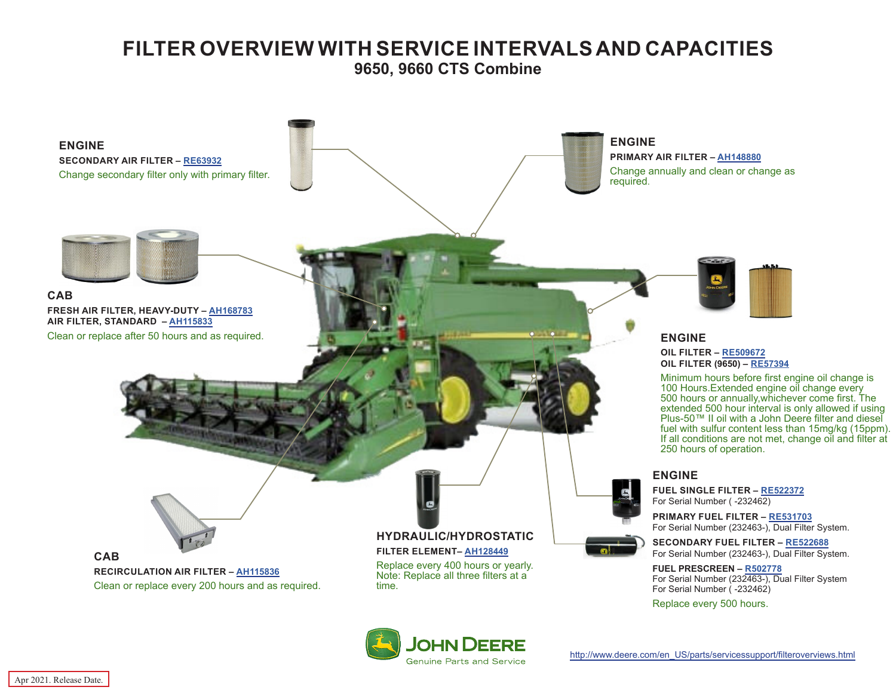# FILTER OVERVIEW WITH SERVICE INTERVALS AND CAPACITIES

## 9650, 9660 CTS Combine

### ENGINE

**SECONDARY AIR FILTER – RE63932**

Change secondary filter only with primary filter.

### ENGINE

**PRIMARY AIR FILTER – AH148880**

Change annually and clean or change as required.

### CAB

**FRESH AIR FILTER, HEAVY-DUTY – AH168783**
**AIR FILTER, STANDARD – AH115833**

Clean or replace after 50 hours and as required.

### ENGINE

**OIL FILTER – RE509672**
**OIL FILTER (9650) – RE57394**

Minimum hours before first engine oil change is 100 Hours.Extended engine oil change every 500 hours or annually,whichever come first. The extended 500 hour interval is only allowed if using Plus-50™ II oil with a John Deere filter and diesel fuel with sulfur content less than 15mg/kg (15ppm). If all conditions are not met, change oil and filter at 250 hours of operation.

### ENGINE

**FUEL SINGLE FILTER – RE522372**
For Serial Number ( -232462)

**PRIMARY FUEL FILTER – RE531703**
For Serial Number (232463-), Dual Filter System.

**SECONDARY FUEL FILTER – RE522688**
For Serial Number (232463-), Dual Filter System.

**FUEL PRESCREEN – R502778**
For Serial Number (232463-), Dual Filter System
For Serial Number ( -232462)

Replace every 500 hours.

### HYDRAULIC/HYDROSTATIC

**FILTER ELEMENT– AH128449**

Replace every 400 hours or yearly.
Note: Replace all three filters at a time.

### CAB

**RECIRCULATION AIR FILTER – AH115836**

Clean or replace every 200 hours and as required.

JOHN DEERE
Genuine Parts and Service

http://www.deere.com/en_US/parts/servicessupport/filteroverviews.html

Apr 2021. Release Date.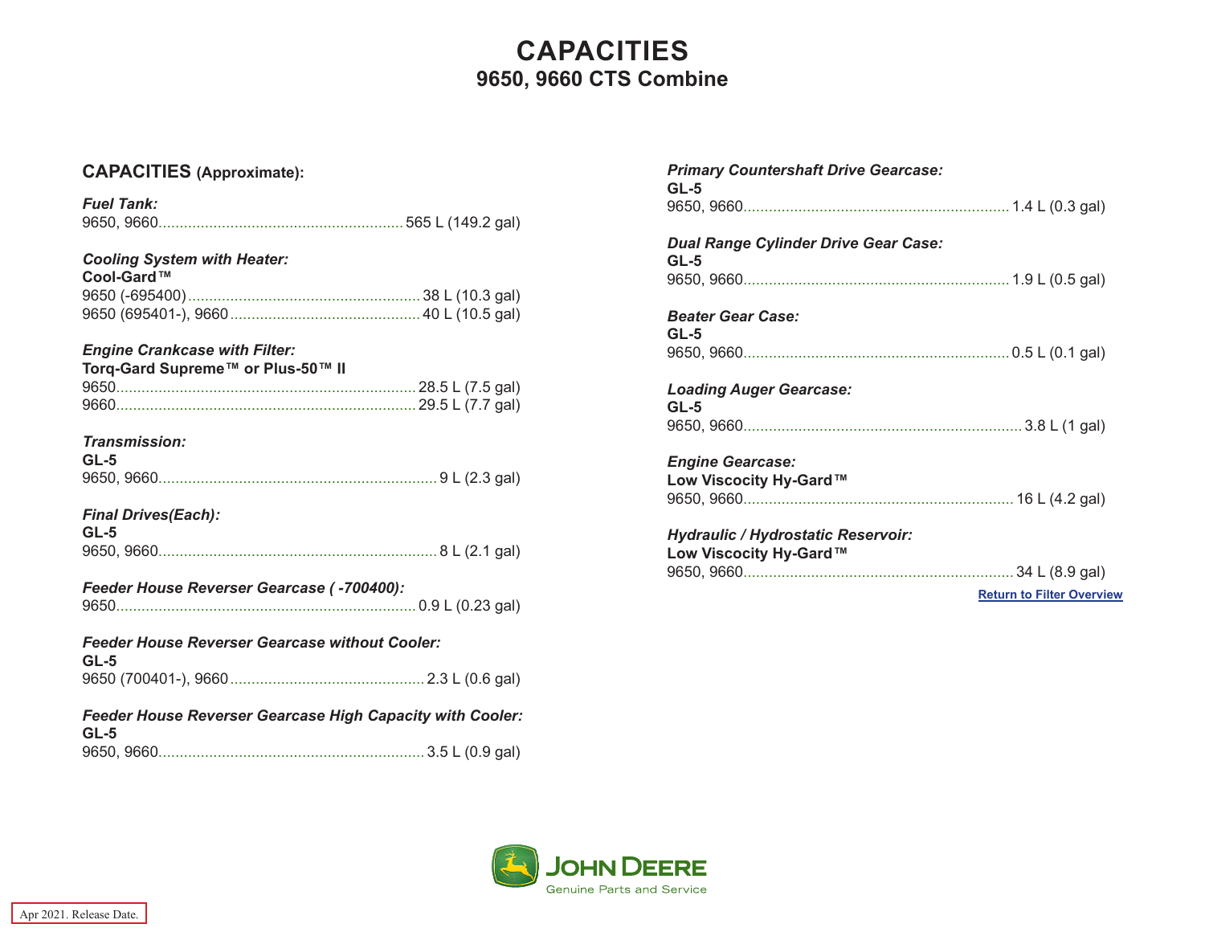# CAPACITIES

## 9650, 9660 CTS Combine

### CAPACITIES (Approximate):

***Fuel Tank:***

9650, 9660 .......... 565 L (149.2 gal)

***Cooling System with Heater:***

**Cool-Gard™**

9650 (-695400) .......... 38 L (10.3 gal)
9650 (695401-), 9660 .......... 40 L (10.5 gal)

***Engine Crankcase with Filter:***

**Torq-Gard Supreme™ or Plus-50™ II**

9650 .......... 28.5 L (7.5 gal)
9660 .......... 29.5 L (7.7 gal)

***Transmission:***

**GL-5**

9650, 9660 .......... 9 L (2.3 gal)

***Final Drives(Each):***

**GL-5**

9650, 9660 .......... 8 L (2.1 gal)

***Feeder House Reverser Gearcase ( -700400):***

9650 .......... 0.9 L (0.23 gal)

***Feeder House Reverser Gearcase without Cooler:***

**GL-5**

9650 (700401-), 9660 .......... 2.3 L (0.6 gal)

***Feeder House Reverser Gearcase High Capacity with Cooler:***

**GL-5**

9650, 9660 .......... 3.5 L (0.9 gal)

***Primary Countershaft Drive Gearcase:***

**GL-5**

9650, 9660 .......... 1.4 L (0.3 gal)

***Dual Range Cylinder Drive Gear Case:***

**GL-5**

9650, 9660 .......... 1.9 L (0.5 gal)

***Beater Gear Case:***

**GL-5**

9650, 9660 .......... 0.5 L (0.1 gal)

***Loading Auger Gearcase:***

**GL-5**

9650, 9660 .......... 3.8 L (1 gal)

***Engine Gearcase:***

**Low Viscocity Hy-Gard™**

9650, 9660 .......... 16 L (4.2 gal)

***Hydraulic / Hydrostatic Reservoir:***

**Low Viscocity Hy-Gard™**

9650, 9660 .......... 34 L (8.9 gal)

Return to Filter Overview

JOHN DEERE
Genuine Parts and Service

Apr 2021. Release Date.